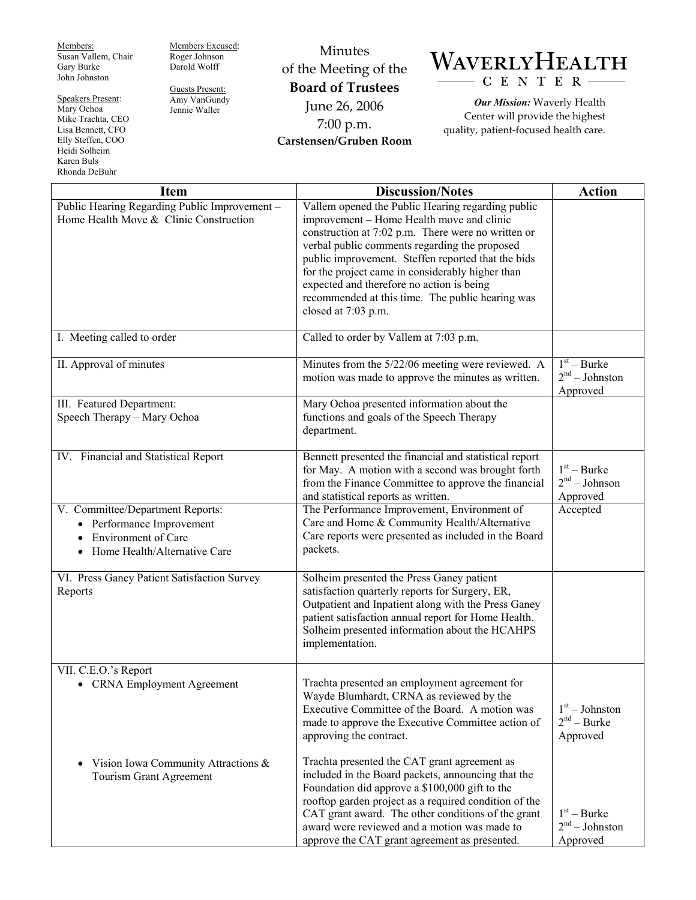Members:
Susan Vallem, Chair
Gary Burke
John Johnston

Speakers Present:
Mary Ochoa
Mike Trachta, CEO
Lisa Bennett, CFO
Elly Steffen, COO
Heidi Solheim
Karen Buls
Rhonda DeBuhr

Members Excused:
Roger Johnson
Darold Wolff

Guests Present:
Amy VanGundy
Jennie Waller

# Minutes of the Meeting of the **Board of Trustees**

June 26, 2006
7:00 p.m.
**Carstensen/Gruben Room**

**WAVERLY HEALTH CENTER**

***Our Mission:*** Waverly Health Center will provide the highest quality, patient-focused health care.

| Item | Discussion/Notes | Action |
|---|---|---|
| Public Hearing Regarding Public Improvement – Home Health Move & Clinic Construction | Vallem opened the Public Hearing regarding public improvement – Home Health move and clinic construction at 7:02 p.m. There were no written or verbal public comments regarding the proposed public improvement. Steffen reported that the bids for the project came in considerably higher than expected and therefore no action is being recommended at this time. The public hearing was closed at 7:03 p.m. | |
| I. Meeting called to order | Called to order by Vallem at 7:03 p.m. | |
| II. Approval of minutes | Minutes from the 5/22/06 meeting were reviewed. A motion was made to approve the minutes as written. | 1st – Burke<br>2nd – Johnston<br>Approved |
| III. Featured Department:<br>Speech Therapy – Mary Ochoa | Mary Ochoa presented information about the functions and goals of the Speech Therapy department. | |
| IV. Financial and Statistical Report | Bennett presented the financial and statistical report for May. A motion with a second was brought forth from the Finance Committee to approve the financial and statistical reports as written. | 1st – Burke<br>2nd – Johnson<br>Approved |
| V. Committee/Department Reports:<br>• Performance Improvement<br>• Environment of Care<br>• Home Health/Alternative Care | The Performance Improvement, Environment of Care and Home & Community Health/Alternative Care reports were presented as included in the Board packets. | Accepted |
| VI. Press Ganey Patient Satisfaction Survey Reports | Solheim presented the Press Ganey patient satisfaction quarterly reports for Surgery, ER, Outpatient and Inpatient along with the Press Ganey patient satisfaction annual report for Home Health. Solheim presented information about the HCAHPS implementation. | |
| VII. C.E.O.'s Report<br>• CRNA Employment Agreement | Trachta presented an employment agreement for Wayde Blumhardt, CRNA as reviewed by the Executive Committee of the Board. A motion was made to approve the Executive Committee action of approving the contract. | 1st – Johnston<br>2nd – Burke<br>Approved |
| • Vision Iowa Community Attractions & Tourism Grant Agreement | Trachta presented the CAT grant agreement as included in the Board packets, announcing that the Foundation did approve a $100,000 gift to the rooftop garden project as a required condition of the CAT grant award. The other conditions of the grant award were reviewed and a motion was made to approve the CAT grant agreement as presented. | 1st – Burke<br>2nd – Johnston<br>Approved |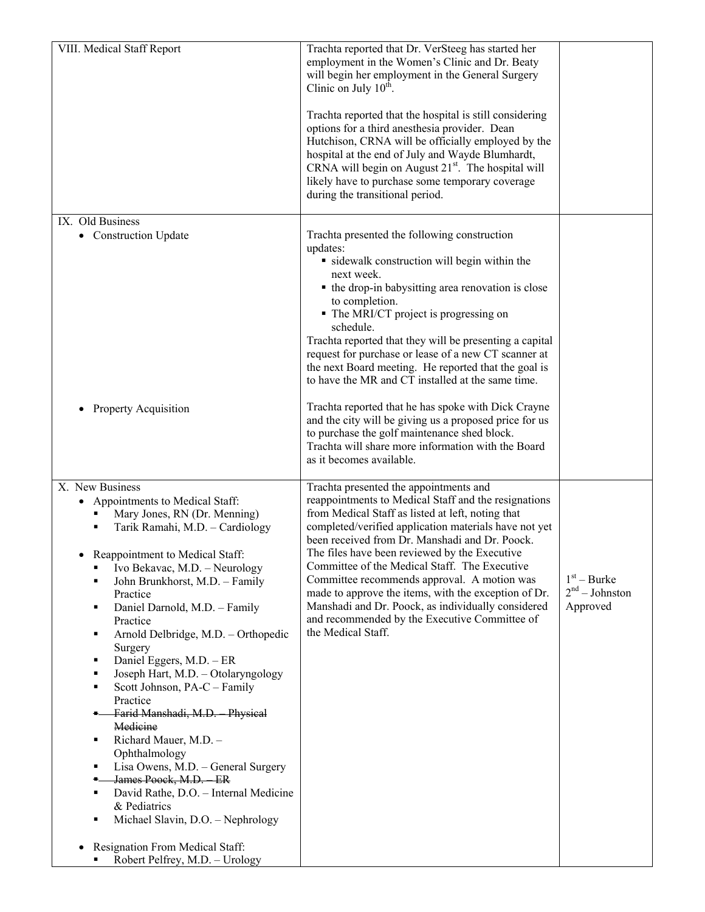| | | |
|---|---|---|
| VIII. Medical Staff Report | Trachta reported that Dr. VerSteeg has started her employment in the Women's Clinic and Dr. Beaty will begin her employment in the General Surgery Clinic on July 10th.<br><br>Trachta reported that the hospital is still considering options for a third anesthesia provider. Dean Hutchison, CRNA will be officially employed by the hospital at the end of July and Wayde Blumhardt, CRNA will begin on August 21st. The hospital will likely have to purchase some temporary coverage during the transitional period. | |
| IX. Old Business<br>• Construction Update<br><br><br><br><br><br><br><br><br><br><br><br>• Property Acquisition | Trachta presented the following construction updates:<br>▪ sidewalk construction will begin within the next week.<br>▪ the drop-in babysitting area renovation is close to completion.<br>▪ The MRI/CT project is progressing on schedule.<br>Trachta reported that they will be presenting a capital request for purchase or lease of a new CT scanner at the next Board meeting. He reported that the goal is to have the MR and CT installed at the same time.<br><br>Trachta reported that he has spoke with Dick Crayne and the city will be giving us a proposed price for us to purchase the golf maintenance shed block. Trachta will share more information with the Board as it becomes available. | |
| X. New Business<br>• Appointments to Medical Staff:<br>▪ Mary Jones, RN (Dr. Menning)<br>▪ Tarik Ramahi, M.D. – Cardiology<br><br>• Reappointment to Medical Staff:<br>▪ Ivo Bekavac, M.D. – Neurology<br>▪ John Brunkhorst, M.D. – Family Practice<br>▪ Daniel Darnold, M.D. – Family Practice<br>▪ Arnold Delbridge, M.D. – Orthopedic Surgery<br>▪ Daniel Eggers, M.D. – ER<br>▪ Joseph Hart, M.D. – Otolaryngology<br>▪ Scott Johnson, PA-C – Family Practice<br>▪ ~~Farid Manshadi, M.D. – Physical Medicine~~<br>▪ Richard Mauer, M.D. – Ophthalmology<br>▪ Lisa Owens, M.D. – General Surgery<br>▪ ~~James Poock, M.D. – ER~~<br>▪ David Rathe, D.O. – Internal Medicine & Pediatrics<br>▪ Michael Slavin, D.O. – Nephrology<br><br>• Resignation From Medical Staff:<br>▪ Robert Pelfrey, M.D. – Urology | Trachta presented the appointments and reappointments to Medical Staff and the resignations from Medical Staff as listed at left, noting that completed/verified application materials have not yet been received from Dr. Manshadi and Dr. Poock. The files have been reviewed by the Executive Committee of the Medical Staff. The Executive Committee recommends approval. A motion was made to approve the items, with the exception of Dr. Manshadi and Dr. Poock, as individually considered and recommended by the Executive Committee of the Medical Staff. | 1st – Burke<br>2nd – Johnston<br>Approved |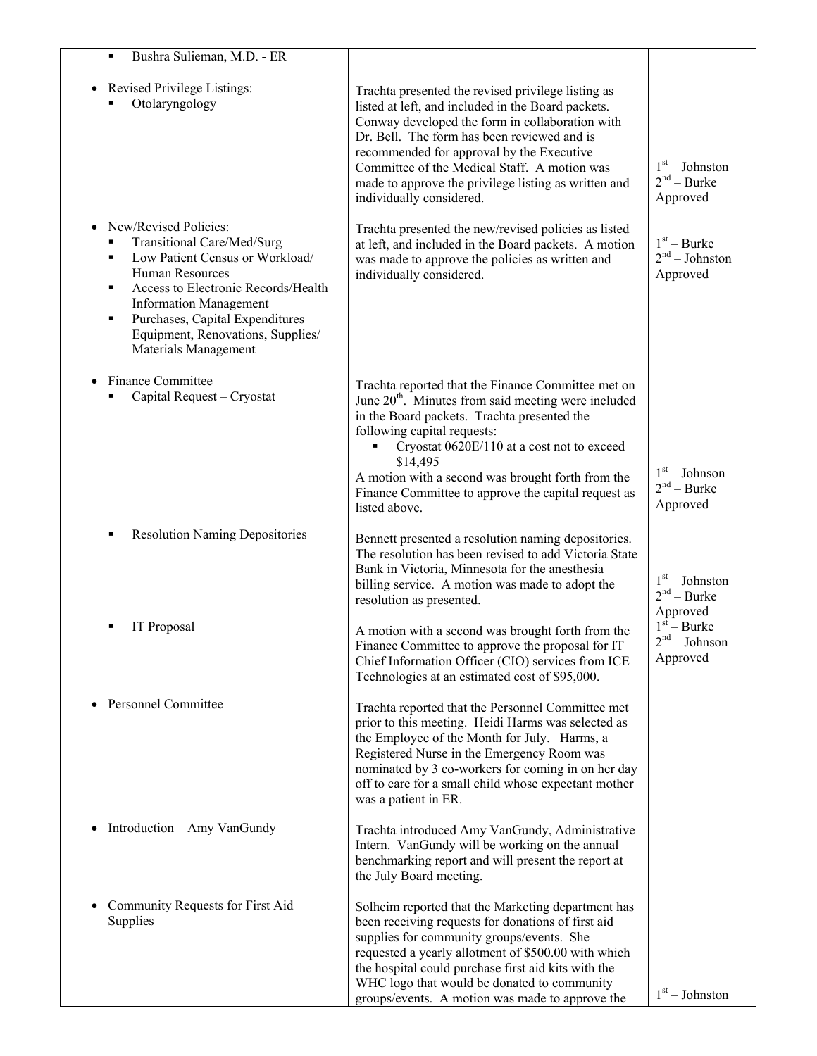| | | |
|---|---|---|
| ▪ Bushra Sulieman, M.D. - ER | | |
| • Revised Privilege Listings:<br>▪ Otolaryngology | Trachta presented the revised privilege listing as listed at left, and included in the Board packets. Conway developed the form in collaboration with Dr. Bell. The form has been reviewed and is recommended for approval by the Executive Committee of the Medical Staff. A motion was made to approve the privilege listing as written and individually considered. | 1st – Johnston<br>2nd – Burke<br>Approved |
| • New/Revised Policies:<br>▪ Transitional Care/Med/Surg<br>▪ Low Patient Census or Workload/ Human Resources<br>▪ Access to Electronic Records/Health Information Management<br>▪ Purchases, Capital Expenditures – Equipment, Renovations, Supplies/ Materials Management | Trachta presented the new/revised policies as listed at left, and included in the Board packets. A motion was made to approve the policies as written and individually considered. | 1st – Burke<br>2nd – Johnston<br>Approved |
| • Finance Committee<br>▪ Capital Request – Cryostat | Trachta reported that the Finance Committee met on June 20th. Minutes from said meeting were included in the Board packets. Trachta presented the following capital requests:<br>▪ Cryostat 0620E/110 at a cost not to exceed $14,495<br>A motion with a second was brought forth from the Finance Committee to approve the capital request as listed above. | 1st – Johnson<br>2nd – Burke<br>Approved |
| ▪ Resolution Naming Depositories | Bennett presented a resolution naming depositories. The resolution has been revised to add Victoria State Bank in Victoria, Minnesota for the anesthesia billing service. A motion was made to adopt the resolution as presented. | 1st – Johnston<br>2nd – Burke<br>Approved |
| ▪ IT Proposal | A motion with a second was brought forth from the Finance Committee to approve the proposal for IT Chief Information Officer (CIO) services from ICE Technologies at an estimated cost of $95,000. | 1st – Burke<br>2nd – Johnson<br>Approved |
| • Personnel Committee | Trachta reported that the Personnel Committee met prior to this meeting. Heidi Harms was selected as the Employee of the Month for July. Harms, a Registered Nurse in the Emergency Room was nominated by 3 co-workers for coming in on her day off to care for a small child whose expectant mother was a patient in ER. | |
| • Introduction – Amy VanGundy | Trachta introduced Amy VanGundy, Administrative Intern. VanGundy will be working on the annual benchmarking report and will present the report at the July Board meeting. | |
| • Community Requests for First Aid Supplies | Solheim reported that the Marketing department has been receiving requests for donations of first aid supplies for community groups/events. She requested a yearly allotment of $500.00 with which the hospital could purchase first aid kits with the WHC logo that would be donated to community groups/events. A motion was made to approve the | 1st – Johnston |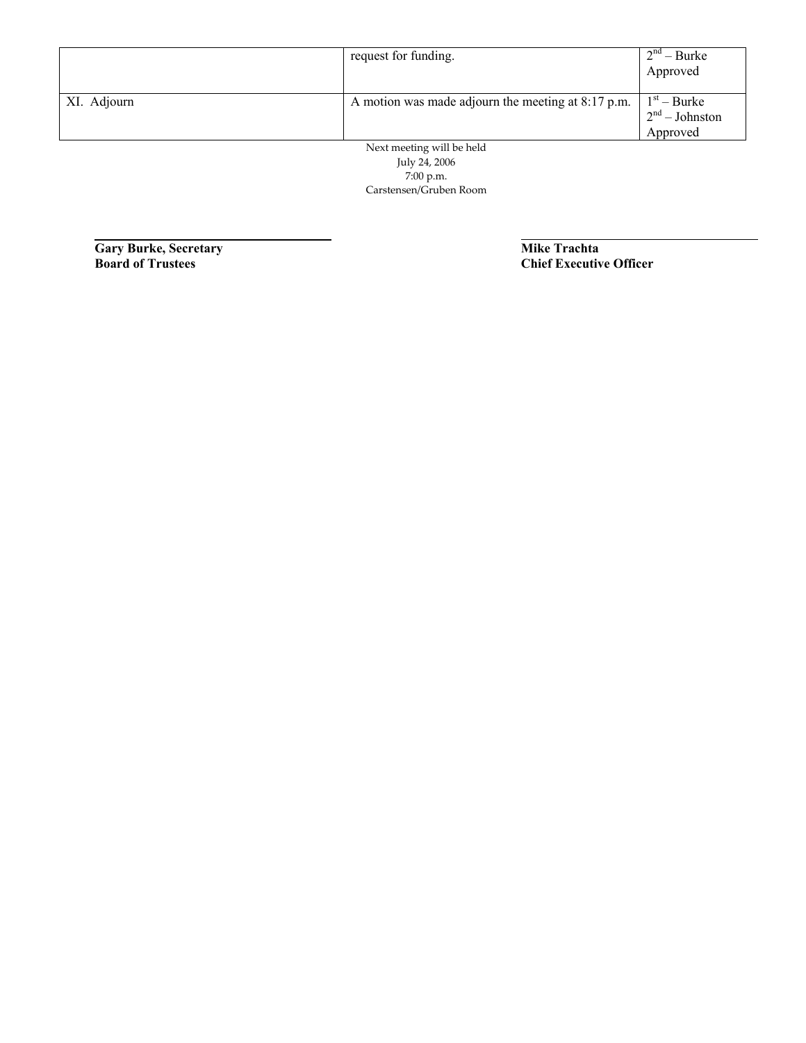| | | |
|---|---|---|
| | request for funding. | 2nd – Burke<br>Approved |
| XI. Adjourn | A motion was made adjourn the meeting at 8:17 p.m. | 1st – Burke<br>2nd – Johnston<br>Approved |

Next meeting will be held
July 24, 2006
7:00 p.m.
Carstensen/Gruben Room

**Gary Burke, Secretary**
**Board of Trustees**

**Mike Trachta**
**Chief Executive Officer**